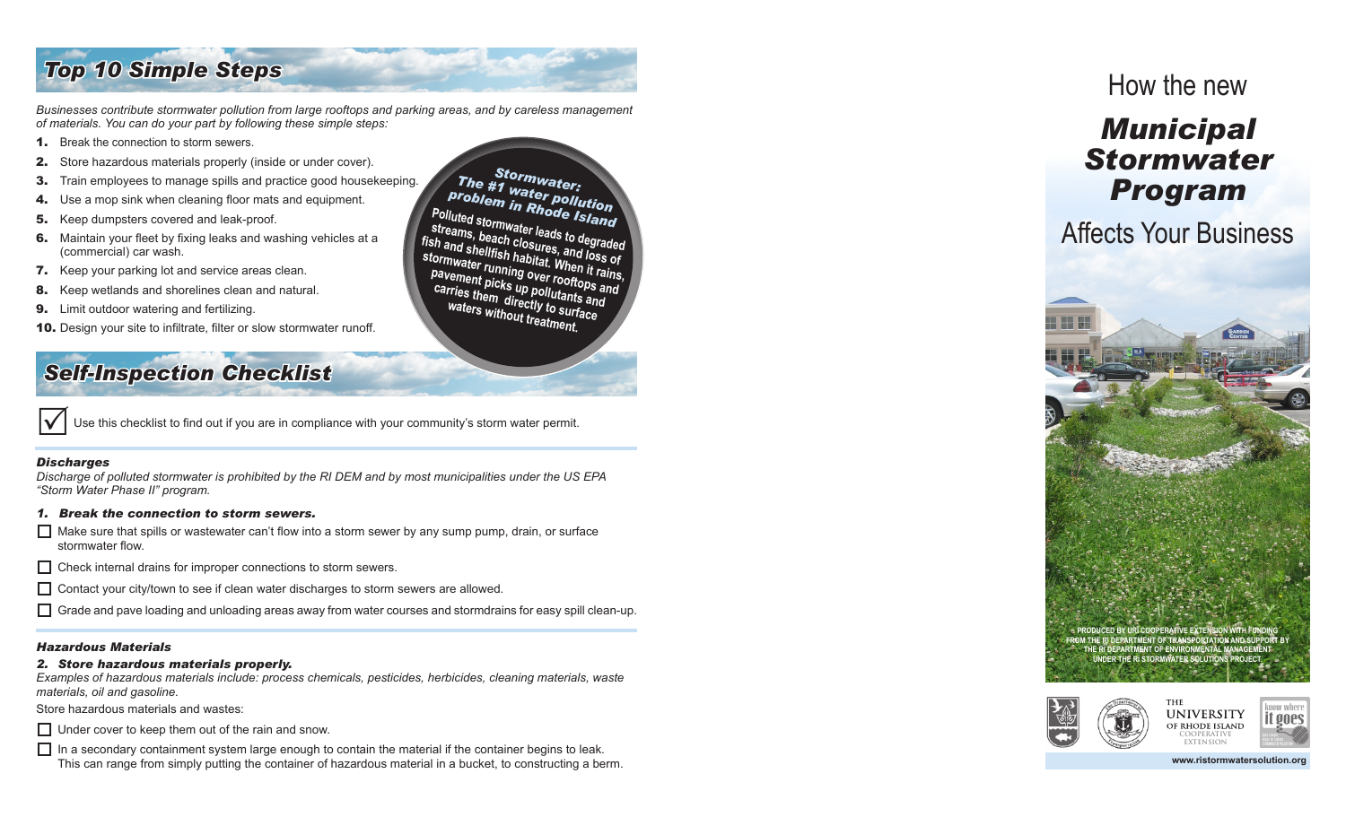## Top 10 Simple Steps

*Businesses contribute stormwater pollution from large rooftops and parking areas, and by careless management of materials. You can do your part by following these simple steps:*

1. Break the connection to storm sewers.
2. Store hazardous materials properly (inside or under cover).
3. Train employees to manage spills and practice good housekeeping.
4. Use a mop sink when cleaning floor mats and equipment.
5. Keep dumpsters covered and leak-proof.
6. Maintain your fleet by fixing leaks and washing vehicles at a (commercial) car wash.
7. Keep your parking lot and service areas clean.
8. Keep wetlands and shorelines clean and natural.
9. Limit outdoor watering and fertilizing.
10. Design your site to infiltrate, filter or slow stormwater runoff.

***Stormwater: The #1 water pollution problem in Rhode Island***

**Polluted stormwater leads to degraded streams, beach closures, and loss of fish and shellfish habitat. When it rains, stormwater running over rooftops and pavement picks up pollutants and carries them directly to surface waters without treatment.**

## Self-Inspection Checklist

☑ Use this checklist to find out if you are in compliance with your community's storm water permit.

### Discharges

*Discharge of polluted stormwater is prohibited by the RI DEM and by most municipalities under the US EPA "Storm Water Phase II" program.*

***1. Break the connection to storm sewers.***

- ☐ Make sure that spills or wastewater can't flow into a storm sewer by any sump pump, drain, or surface stormwater flow.
- ☐ Check internal drains for improper connections to storm sewers.
- ☐ Contact your city/town to see if clean water discharges to storm sewers are allowed.
- ☐ Grade and pave loading and unloading areas away from water courses and stormdrains for easy spill clean-up.

### Hazardous Materials

***2. Store hazardous materials properly.***

*Examples of hazardous materials include: process chemicals, pesticides, herbicides, cleaning materials, waste materials, oil and gasoline.*

Store hazardous materials and wastes:

- ☐ Under cover to keep them out of the rain and snow.
- ☐ In a secondary containment system large enough to contain the material if the container begins to leak. This can range from simply putting the container of hazardous material in a bucket, to constructing a berm.

How the new

# *Municipal Stormwater Program*

Affects Your Business

PRODUCED BY URI COOPERATIVE EXTENSION WITH FUNDING FROM THE RI DEPARTMENT OF TRANSPORTATION AND SUPPORT BY THE RI DEPARTMENT OF ENVIRONMENTAL MANAGEMENT UNDER THE RI STORMWATER SOLUTIONS PROJECT.

THE UNIVERSITY OF RHODE ISLAND COOPERATIVE EXTENSION

know where it goes

www.ristormwatersolution.org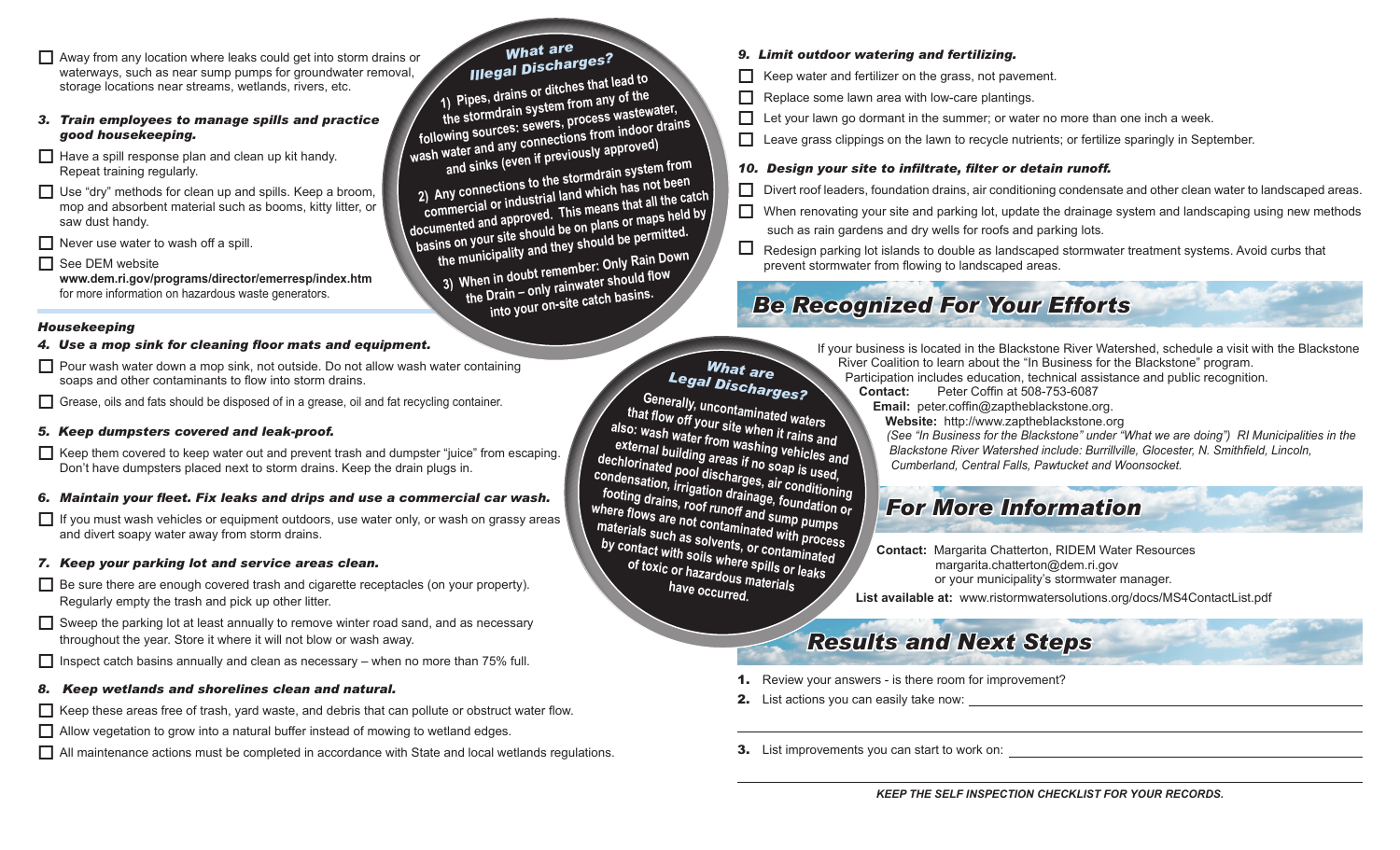- [ ] Away from any location where leaks could get into storm drains or waterways, such as near sump pumps for groundwater removal, storage locations near streams, wetlands, rivers, etc.

### 3. Train employees to manage spills and practice good housekeeping.

- [ ] Have a spill response plan and clean up kit handy. Repeat training regularly.
- [ ] Use "dry" methods for clean up and spills. Keep a broom, mop and absorbent material such as booms, kitty litter, or saw dust handy.
- [ ] Never use water to wash off a spill.
- [ ] See DEM website **www.dem.ri.gov/programs/director/emerresp/index.htm** for more information on hazardous waste generators.

## What are Illegal Discharges?

**1) Pipes, drains or ditches that lead to the stormdrain system from any of the following sources: sewers, process wastewater, wash water and any connections from indoor drains and sinks (even if previously approved)**

**2) Any connections to the stormdrain system from commercial or industrial land which has not been documented and approved. This means that all the catch basins on your site should be on plans or maps held by the municipality and they should be permitted.**

**3) When in doubt remember: Only Rain Down the Drain – only rainwater should flow into your on-site catch basins.**

## Housekeeping

### 4. Use a mop sink for cleaning floor mats and equipment.

- [ ] Pour wash water down a mop sink, not outside. Do not allow wash water containing soaps and other contaminants to flow into storm drains.
- [ ] Grease, oils and fats should be disposed of in a grease, oil and fat recycling container.

### 5. Keep dumpsters covered and leak-proof.

- [ ] Keep them covered to keep water out and prevent trash and dumpster "juice" from escaping. Don't have dumpsters placed next to storm drains. Keep the drain plugs in.

### 6. Maintain your fleet. Fix leaks and drips and use a commercial car wash.

- [ ] If you must wash vehicles or equipment outdoors, use water only, or wash on grassy areas and divert soapy water away from storm drains.

### 7. Keep your parking lot and service areas clean.

- [ ] Be sure there are enough covered trash and cigarette receptacles (on your property). Regularly empty the trash and pick up other litter.
- [ ] Sweep the parking lot at least annually to remove winter road sand, and as necessary throughout the year. Store it where it will not blow or wash away.
- [ ] Inspect catch basins annually and clean as necessary – when no more than 75% full.

### 8. Keep wetlands and shorelines clean and natural.

- [ ] Keep these areas free of trash, yard waste, and debris that can pollute or obstruct water flow.
- [ ] Allow vegetation to grow into a natural buffer instead of mowing to wetland edges.
- [ ] All maintenance actions must be completed in accordance with State and local wetlands regulations.

## What are Legal Discharges?

**Generally, uncontaminated waters that flow off your site when it rains and also: wash water from washing vehicles and external building areas if no soap is used, dechlorinated pool discharges, air conditioning condensation, irrigation drainage, foundation or footing drains, roof runoff and sump pumps where flows are not contaminated with process materials such as solvents, or contaminated by contact with soils where spills or leaks of toxic or hazardous materials have occurred.**

### 9. Limit outdoor watering and fertilizing.

- [ ] Keep water and fertilizer on the grass, not pavement.
- [ ] Replace some lawn area with low-care plantings.
- [ ] Let your lawn go dormant in the summer; or water no more than one inch a week.
- [ ] Leave grass clippings on the lawn to recycle nutrients; or fertilize sparingly in September.

### 10. Design your site to infiltrate, filter or detain runoff.

- [ ] Divert roof leaders, foundation drains, air conditioning condensate and other clean water to landscaped areas.
- [ ] When renovating your site and parking lot, update the drainage system and landscaping using new methods such as rain gardens and dry wells for roofs and parking lots.
- [ ] Redesign parking lot islands to double as landscaped stormwater treatment systems. Avoid curbs that prevent stormwater from flowing to landscaped areas.

## Be Recognized For Your Efforts

If your business is located in the Blackstone River Watershed, schedule a visit with the Blackstone River Coalition to learn about the "In Business for the Blackstone" program. Participation includes education, technical assistance and public recognition.

**Contact:** Peter Coffin at 508-753-6087
**Email:** peter.coffin@zaptheblackstone.org.
**Website:** http://www.zaptheblackstone.org

*(See "In Business for the Blackstone" under "What we are doing") RI Municipalities in the Blackstone River Watershed include: Burrillville, Glocester, N. Smithfield, Lincoln, Cumberland, Central Falls, Pawtucket and Woonsocket.*

## For More Information

**Contact:** Margarita Chatterton, RIDEM Water Resources
margarita.chatterton@dem.ri.gov
or your municipality's stormwater manager.

**List available at:** www.ristormwatersolutions.org/docs/MS4ContactList.pdf

## Results and Next Steps

1. Review your answers - is there room for improvement?
2. List actions you can easily take now: ______________________________

______________________________

3. List improvements you can start to work on: ______________________________

______________________________

***KEEP THE SELF INSPECTION CHECKLIST FOR YOUR RECORDS.***